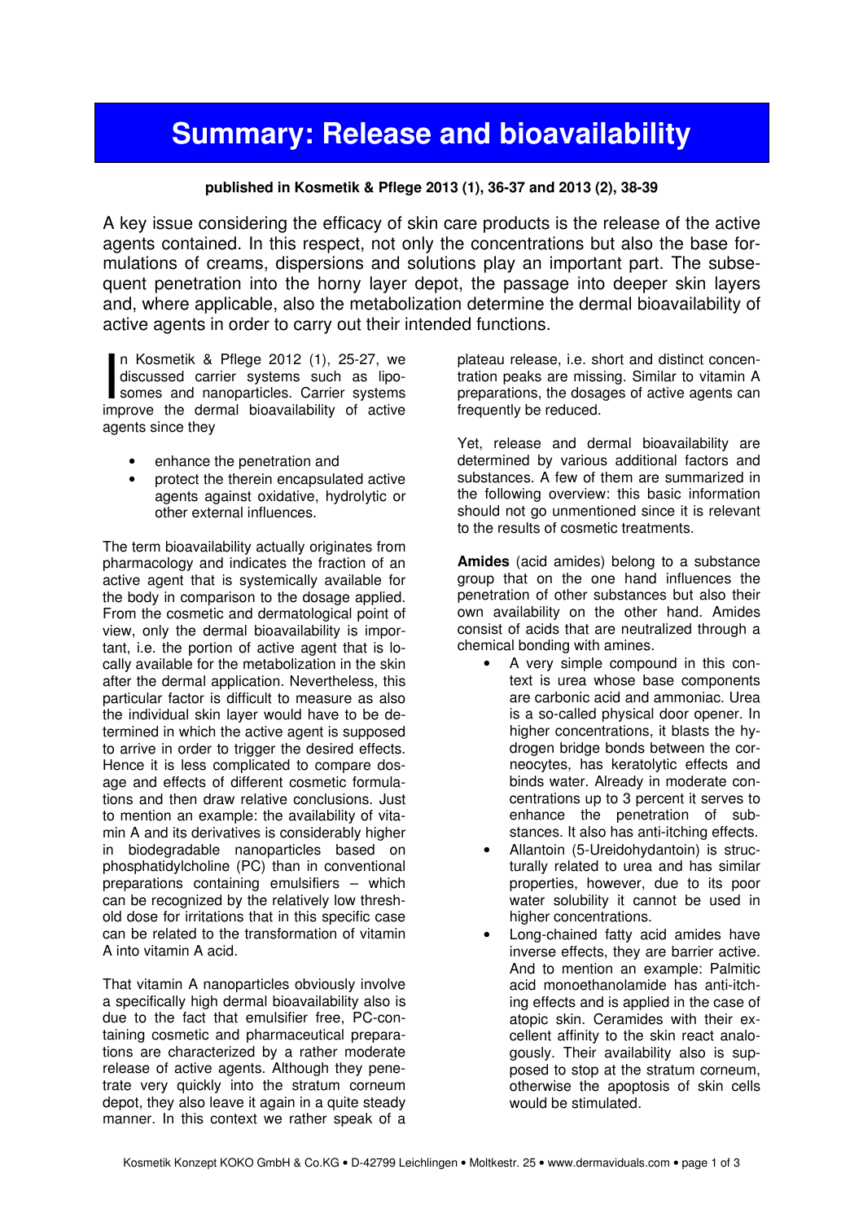# Summary: Release and bioavailability

**published in Kosmetik & Pflege 2013 (1), 36-37 and 2013 (2), 38-39**

A key issue considering the efficacy of skin care products is the release of the active agents contained. In this respect, not only the concentrations but also the base formulations of creams, dispersions and solutions play an important part. The subsequent penetration into the horny layer depot, the passage into deeper skin layers and, where applicable, also the metabolization determine the dermal bioavailability of active agents in order to carry out their intended functions.

In Kosmetik & Pflege 2012 (1), 25-27, we discussed carrier systems such as liposomes and nanoparticles. Carrier systems improve the dermal bioavailability of active agents since they

- enhance the penetration and
- protect the therein encapsulated active agents against oxidative, hydrolytic or other external influences.

The term bioavailability actually originates from pharmacology and indicates the fraction of an active agent that is systemically available for the body in comparison to the dosage applied. From the cosmetic and dermatological point of view, only the dermal bioavailability is important, i.e. the portion of active agent that is locally available for the metabolization in the skin after the dermal application. Nevertheless, this particular factor is difficult to measure as also the individual skin layer would have to be determined in which the active agent is supposed to arrive in order to trigger the desired effects. Hence it is less complicated to compare dosage and effects of different cosmetic formulations and then draw relative conclusions. Just to mention an example: the availability of vitamin A and its derivatives is considerably higher in biodegradable nanoparticles based on phosphatidylcholine (PC) than in conventional preparations containing emulsifiers – which can be recognized by the relatively low threshold dose for irritations that in this specific case can be related to the transformation of vitamin A into vitamin A acid.

That vitamin A nanoparticles obviously involve a specifically high dermal bioavailability also is due to the fact that emulsifier free, PC-containing cosmetic and pharmaceutical preparations are characterized by a rather moderate release of active agents. Although they penetrate very quickly into the stratum corneum depot, they also leave it again in a quite steady manner. In this context we rather speak of a plateau release, i.e. short and distinct concentration peaks are missing. Similar to vitamin A preparations, the dosages of active agents can frequently be reduced.

Yet, release and dermal bioavailability are determined by various additional factors and substances. A few of them are summarized in the following overview: this basic information should not go unmentioned since it is relevant to the results of cosmetic treatments.

**Amides** (acid amides) belong to a substance group that on the one hand influences the penetration of other substances but also their own availability on the other hand. Amides consist of acids that are neutralized through a chemical bonding with amines.

- A very simple compound in this context is urea whose base components are carbonic acid and ammoniac. Urea is a so-called physical door opener. In higher concentrations, it blasts the hydrogen bridge bonds between the corneocytes, has keratolytic effects and binds water. Already in moderate concentrations up to 3 percent it serves to enhance the penetration of substances. It also has anti-itching effects.
- Allantoin (5-Ureidohydantoin) is structurally related to urea and has similar properties, however, due to its poor water solubility it cannot be used in higher concentrations.
- Long-chained fatty acid amides have inverse effects, they are barrier active. And to mention an example: Palmitic acid monoethanolamide has anti-itching effects and is applied in the case of atopic skin. Ceramides with their excellent affinity to the skin react analogously. Their availability also is supposed to stop at the stratum corneum, otherwise the apoptosis of skin cells would be stimulated.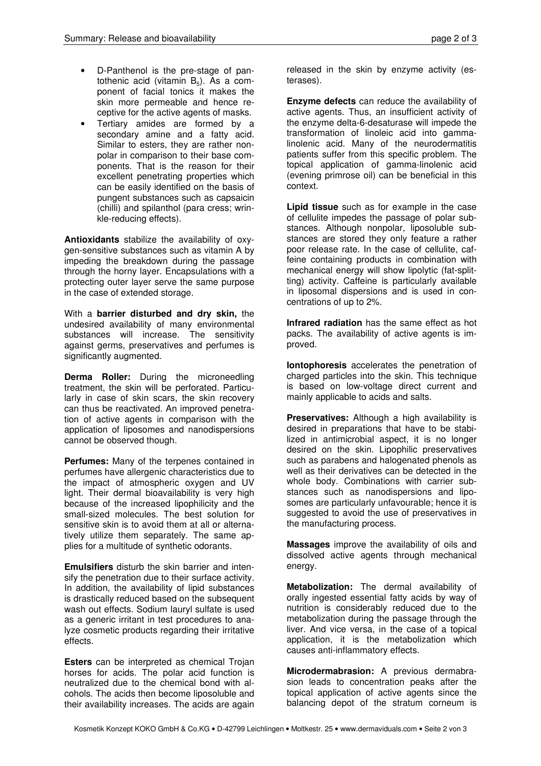- D-Panthenol is the pre-stage of pantothenic acid (vitamin $B_5$). As a component of facial tonics it makes the skin more permeable and hence receptive for the active agents of masks.
- Tertiary amides are formed by a secondary amine and a fatty acid. Similar to esters, they are rather nonpolar in comparison to their base components. That is the reason for their excellent penetrating properties which can be easily identified on the basis of pungent substances such as capsaicin (chilli) and spilanthol (para cress; wrinkle-reducing effects).

**Antioxidants** stabilize the availability of oxygen-sensitive substances such as vitamin A by impeding the breakdown during the passage through the horny layer. Encapsulations with a protecting outer layer serve the same purpose in the case of extended storage.

With a **barrier disturbed and dry skin,** the undesired availability of many environmental substances will increase. The sensitivity against germs, preservatives and perfumes is significantly augmented.

**Derma Roller:** During the microneedling treatment, the skin will be perforated. Particularly in case of skin scars, the skin recovery can thus be reactivated. An improved penetration of active agents in comparison with the application of liposomes and nanodispersions cannot be observed though.

**Perfumes:** Many of the terpenes contained in perfumes have allergenic characteristics due to the impact of atmospheric oxygen and UV light. Their dermal bioavailability is very high because of the increased lipophilicity and the small-sized molecules. The best solution for sensitive skin is to avoid them at all or alternatively utilize them separately. The same applies for a multitude of synthetic odorants.

**Emulsifiers** disturb the skin barrier and intensify the penetration due to their surface activity. In addition, the availability of lipid substances is drastically reduced based on the subsequent wash out effects. Sodium lauryl sulfate is used as a generic irritant in test procedures to analyze cosmetic products regarding their irritative effects.

**Esters** can be interpreted as chemical Trojan horses for acids. The polar acid function is neutralized due to the chemical bond with alcohols. The acids then become liposoluble and their availability increases. The acids are again released in the skin by enzyme activity (esterases).

**Enzyme defects** can reduce the availability of active agents. Thus, an insufficient activity of the enzyme delta-6-desaturase will impede the transformation of linoleic acid into gamma-linolenic acid. Many of the neurodermatitis patients suffer from this specific problem. The topical application of gamma-linolenic acid (evening primrose oil) can be beneficial in this context.

**Lipid tissue** such as for example in the case of cellulite impedes the passage of polar substances. Although nonpolar, liposoluble substances are stored they only feature a rather poor release rate. In the case of cellulite, caffeine containing products in combination with mechanical energy will show lipolytic (fat-splitting) activity. Caffeine is particularly available in liposomal dispersions and is used in concentrations of up to 2%.

**Infrared radiation** has the same effect as hot packs. The availability of active agents is improved.

**Iontophoresis** accelerates the penetration of charged particles into the skin. This technique is based on low-voltage direct current and mainly applicable to acids and salts.

**Preservatives:** Although a high availability is desired in preparations that have to be stabilized in antimicrobial aspect, it is no longer desired on the skin. Lipophilic preservatives such as parabens and halogenated phenols as well as their derivatives can be detected in the whole body. Combinations with carrier substances such as nanodispersions and liposomes are particularly unfavourable; hence it is suggested to avoid the use of preservatives in the manufacturing process.

**Massages** improve the availability of oils and dissolved active agents through mechanical energy.

**Metabolization:** The dermal availability of orally ingested essential fatty acids by way of nutrition is considerably reduced due to the metabolization during the passage through the liver. And vice versa, in the case of a topical application, it is the metabolization which causes anti-inflammatory effects.

**Microdermabrasion:** A previous dermabrasion leads to concentration peaks after the topical application of active agents since the balancing depot of the stratum corneum is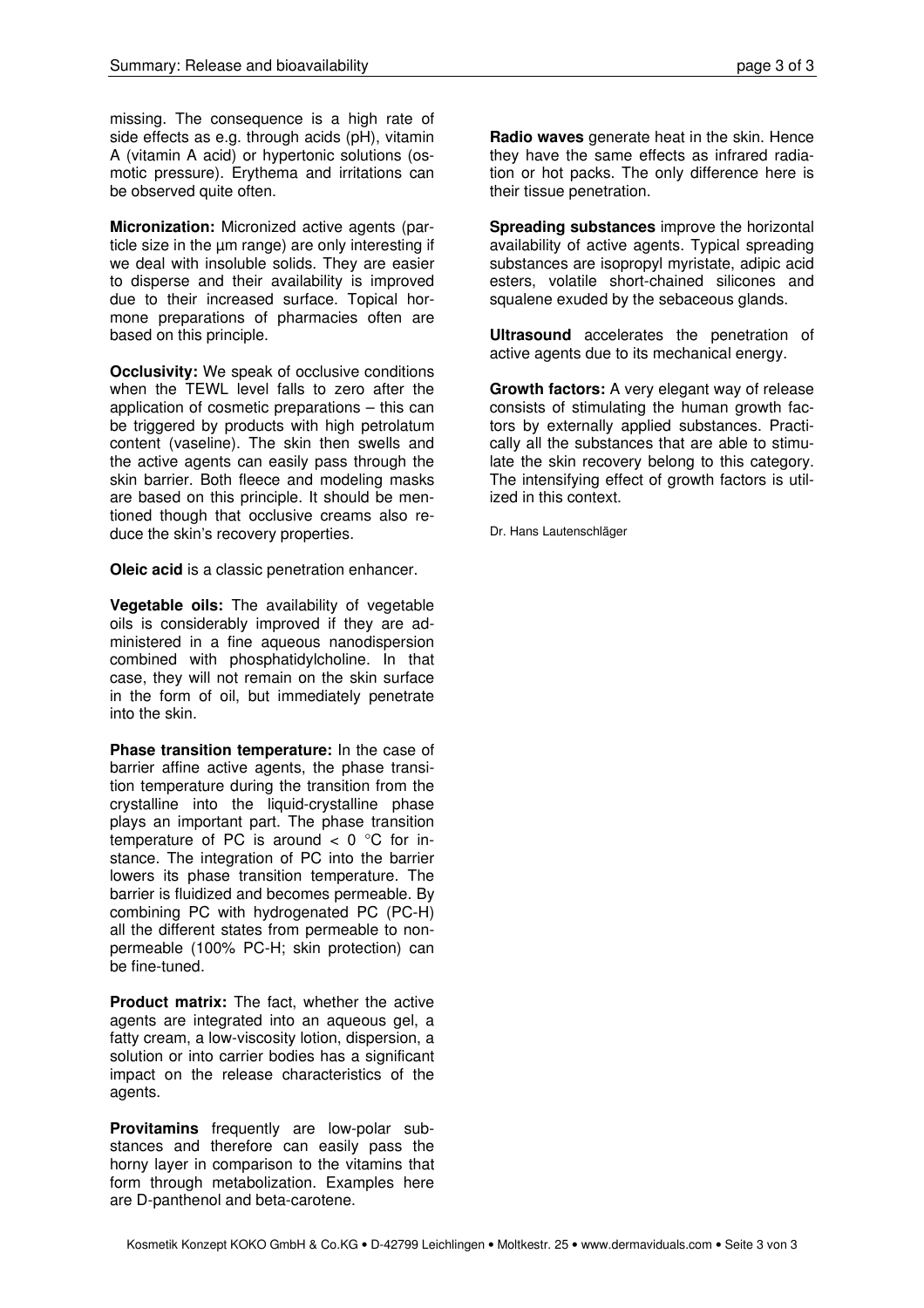missing. The consequence is a high rate of side effects as e.g. through acids (pH), vitamin A (vitamin A acid) or hypertonic solutions (osmotic pressure). Erythema and irritations can be observed quite often.

**Micronization:** Micronized active agents (particle size in the µm range) are only interesting if we deal with insoluble solids. They are easier to disperse and their availability is improved due to their increased surface. Topical hormone preparations of pharmacies often are based on this principle.

**Occlusivity:** We speak of occlusive conditions when the TEWL level falls to zero after the application of cosmetic preparations – this can be triggered by products with high petrolatum content (vaseline). The skin then swells and the active agents can easily pass through the skin barrier. Both fleece and modeling masks are based on this principle. It should be mentioned though that occlusive creams also reduce the skin's recovery properties.

**Oleic acid** is a classic penetration enhancer.

**Vegetable oils:** The availability of vegetable oils is considerably improved if they are administered in a fine aqueous nanodispersion combined with phosphatidylcholine. In that case, they will not remain on the skin surface in the form of oil, but immediately penetrate into the skin.

**Phase transition temperature:** In the case of barrier affine active agents, the phase transition temperature during the transition from the crystalline into the liquid-crystalline phase plays an important part. The phase transition temperature of PC is around $< 0$ °C for instance. The integration of PC into the barrier lowers its phase transition temperature. The barrier is fluidized and becomes permeable. By combining PC with hydrogenated PC (PC-H) all the different states from permeable to non-permeable (100% PC-H; skin protection) can be fine-tuned.

**Product matrix:** The fact, whether the active agents are integrated into an aqueous gel, a fatty cream, a low-viscosity lotion, dispersion, a solution or into carrier bodies has a significant impact on the release characteristics of the agents.

**Provitamins** frequently are low-polar substances and therefore can easily pass the horny layer in comparison to the vitamins that form through metabolization. Examples here are D-panthenol and beta-carotene.

**Radio waves** generate heat in the skin. Hence they have the same effects as infrared radiation or hot packs. The only difference here is their tissue penetration.

**Spreading substances** improve the horizontal availability of active agents. Typical spreading substances are isopropyl myristate, adipic acid esters, volatile short-chained silicones and squalene exuded by the sebaceous glands.

**Ultrasound** accelerates the penetration of active agents due to its mechanical energy.

**Growth factors:** A very elegant way of release consists of stimulating the human growth factors by externally applied substances. Practically all the substances that are able to stimulate the skin recovery belong to this category. The intensifying effect of growth factors is utilized in this context.

Dr. Hans Lautenschläger